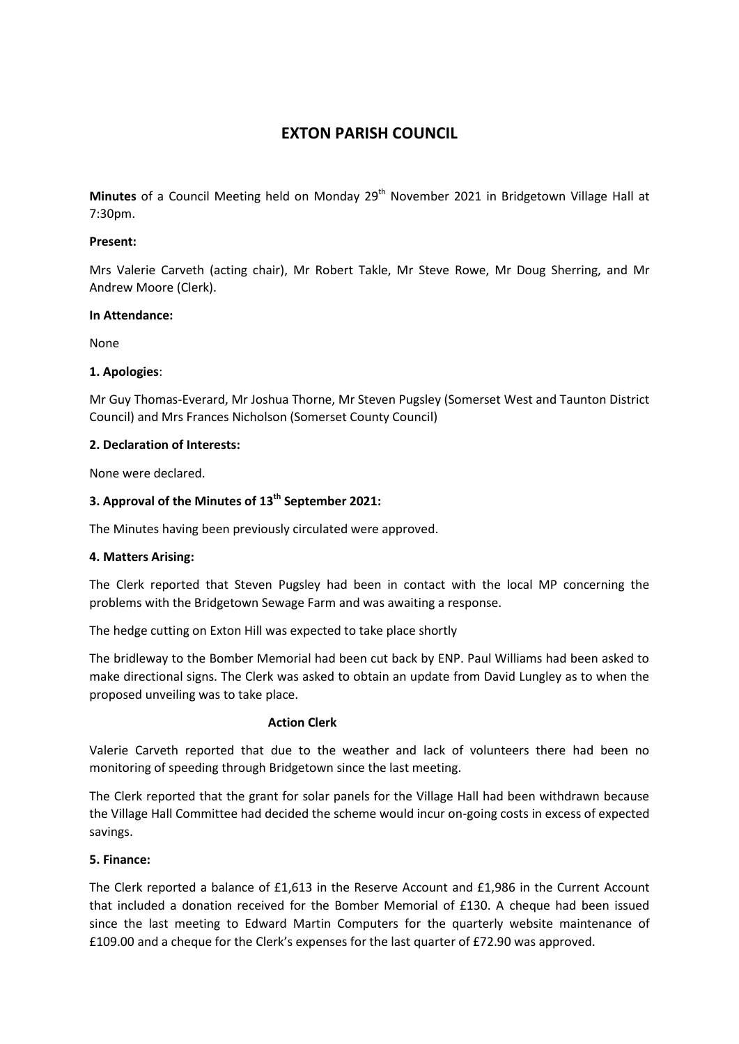# EXTON PARISH COUNCIL

**Minutes** of a Council Meeting held on Monday 29th November 2021 in Bridgetown Village Hall at 7:30pm.

**Present:**

Mrs Valerie Carveth (acting chair), Mr Robert Takle, Mr Steve Rowe, Mr Doug Sherring, and Mr Andrew Moore (Clerk).

**In Attendance:**

None

**1. Apologies**:

Mr Guy Thomas-Everard, Mr Joshua Thorne, Mr Steven Pugsley (Somerset West and Taunton District Council) and Mrs Frances Nicholson (Somerset County Council)

**2. Declaration of Interests:**

None were declared.

**3. Approval of the Minutes of 13th September 2021:**

The Minutes having been previously circulated were approved.

**4. Matters Arising:**

The Clerk reported that Steven Pugsley had been in contact with the local MP concerning the problems with the Bridgetown Sewage Farm and was awaiting a response.

The hedge cutting on Exton Hill was expected to take place shortly

The bridleway to the Bomber Memorial had been cut back by ENP. Paul Williams had been asked to make directional signs. The Clerk was asked to obtain an update from David Lungley as to when the proposed unveiling was to take place.

**Action Clerk**

Valerie Carveth reported that due to the weather and lack of volunteers there had been no monitoring of speeding through Bridgetown since the last meeting.

The Clerk reported that the grant for solar panels for the Village Hall had been withdrawn because the Village Hall Committee had decided the scheme would incur on-going costs in excess of expected savings.

**5. Finance:**

The Clerk reported a balance of £1,613 in the Reserve Account and £1,986 in the Current Account that included a donation received for the Bomber Memorial of £130. A cheque had been issued since the last meeting to Edward Martin Computers for the quarterly website maintenance of £109.00 and a cheque for the Clerk's expenses for the last quarter of £72.90 was approved.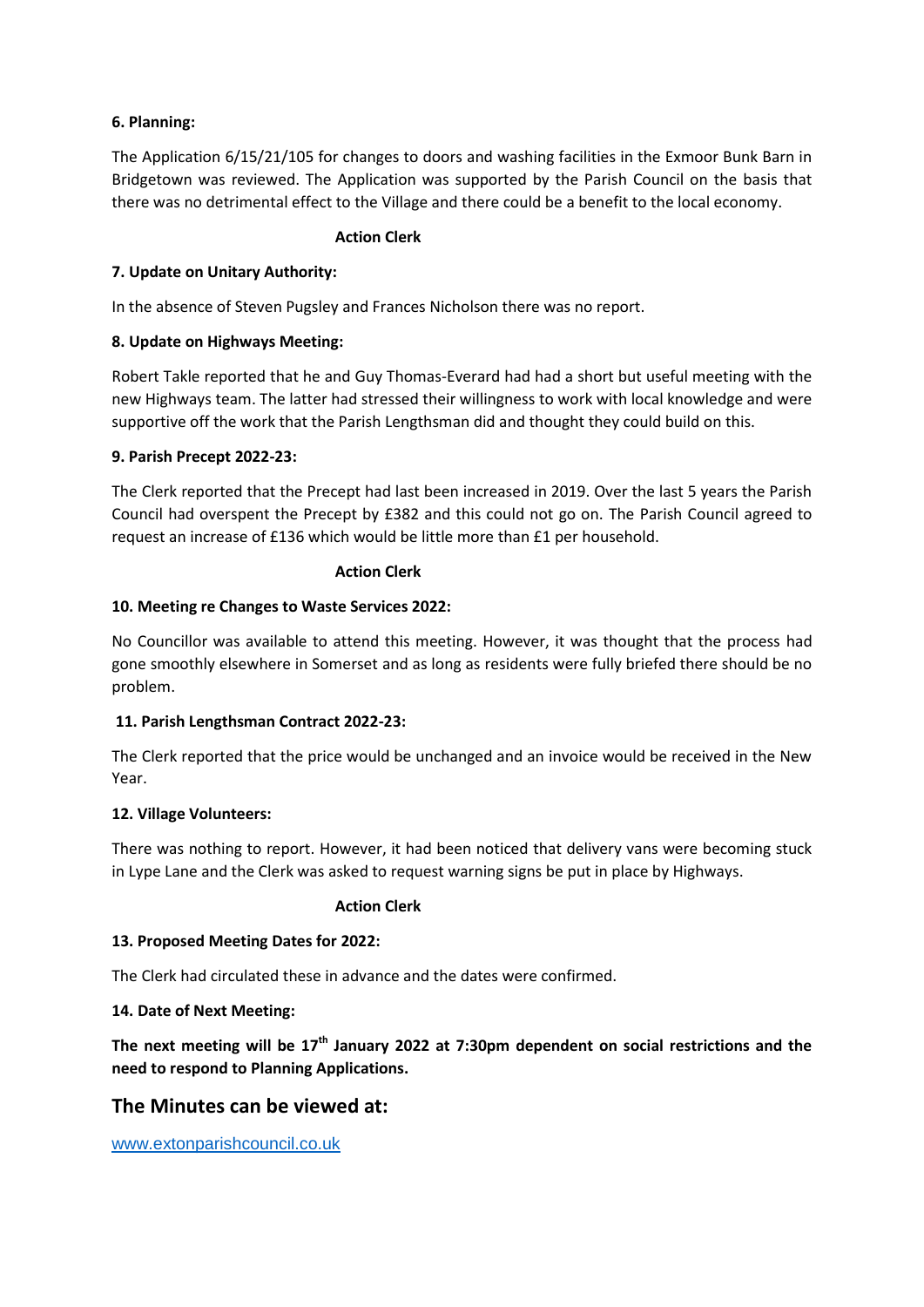**6. Planning:**

The Application 6/15/21/105 for changes to doors and washing facilities in the Exmoor Bunk Barn in Bridgetown was reviewed. The Application was supported by the Parish Council on the basis that there was no detrimental effect to the Village and there could be a benefit to the local economy.

**Action Clerk**

**7. Update on Unitary Authority:**

In the absence of Steven Pugsley and Frances Nicholson there was no report.

**8. Update on Highways Meeting:**

Robert Takle reported that he and Guy Thomas-Everard had had a short but useful meeting with the new Highways team. The latter had stressed their willingness to work with local knowledge and were supportive off the work that the Parish Lengthsman did and thought they could build on this.

**9. Parish Precept 2022-23:**

The Clerk reported that the Precept had last been increased in 2019. Over the last 5 years the Parish Council had overspent the Precept by £382 and this could not go on. The Parish Council agreed to request an increase of £136 which would be little more than £1 per household.

**Action Clerk**

**10. Meeting re Changes to Waste Services 2022:**

No Councillor was available to attend this meeting. However, it was thought that the process had gone smoothly elsewhere in Somerset and as long as residents were fully briefed there should be no problem.

**11. Parish Lengthsman Contract 2022-23:**

The Clerk reported that the price would be unchanged and an invoice would be received in the New Year.

**12. Village Volunteers:**

There was nothing to report. However, it had been noticed that delivery vans were becoming stuck in Lype Lane and the Clerk was asked to request warning signs be put in place by Highways.

**Action Clerk**

**13. Proposed Meeting Dates for 2022:**

The Clerk had circulated these in advance and the dates were confirmed.

**14. Date of Next Meeting:**

**The next meeting will be 17th January 2022 at 7:30pm dependent on social restrictions and the need to respond to Planning Applications.**

## The Minutes can be viewed at:

www.extonparishcouncil.co.uk